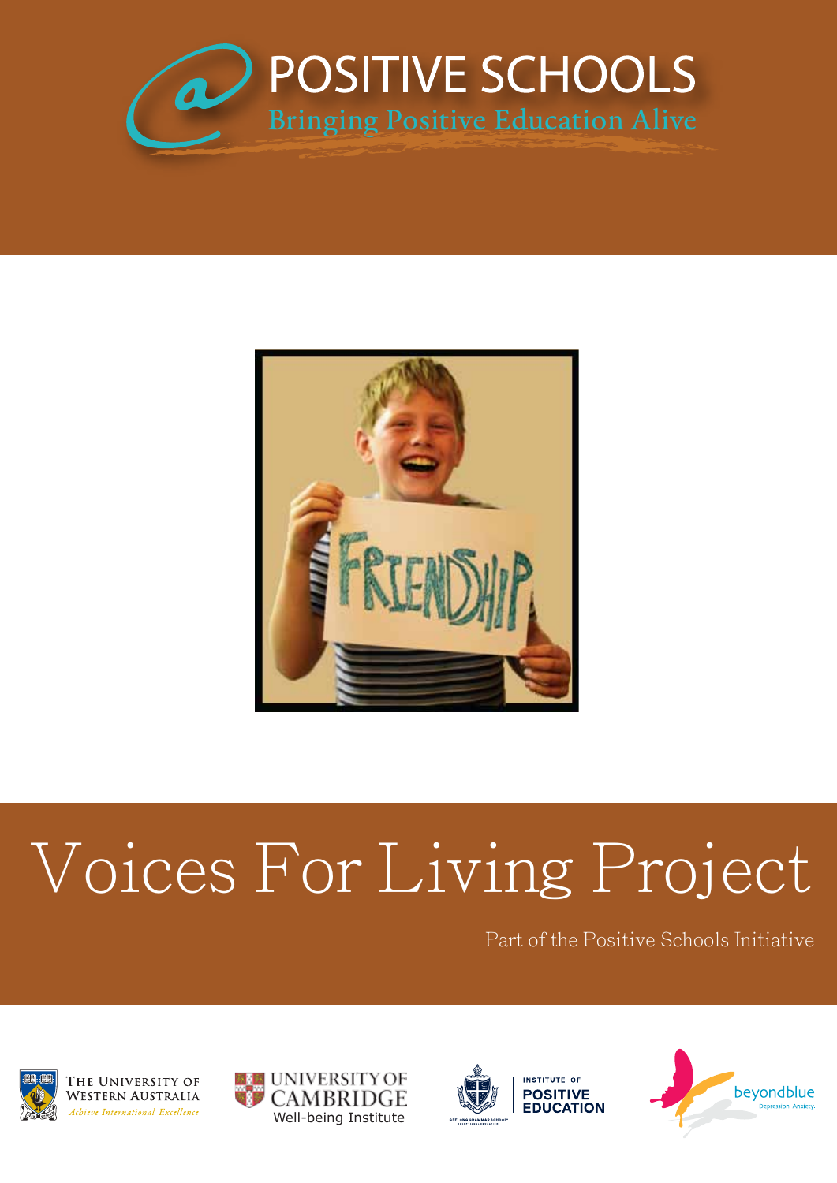# POSITIVE SCHOOLS

Bringing Positive Education Alive

# Voices For Living Project

Part of the Positive Schools Initiative

The University of Western Australia — *Achieve International Excellence*

University of Cambridge Well-being Institute

Institute of Positive Education

beyondblue — Depression. Anxiety.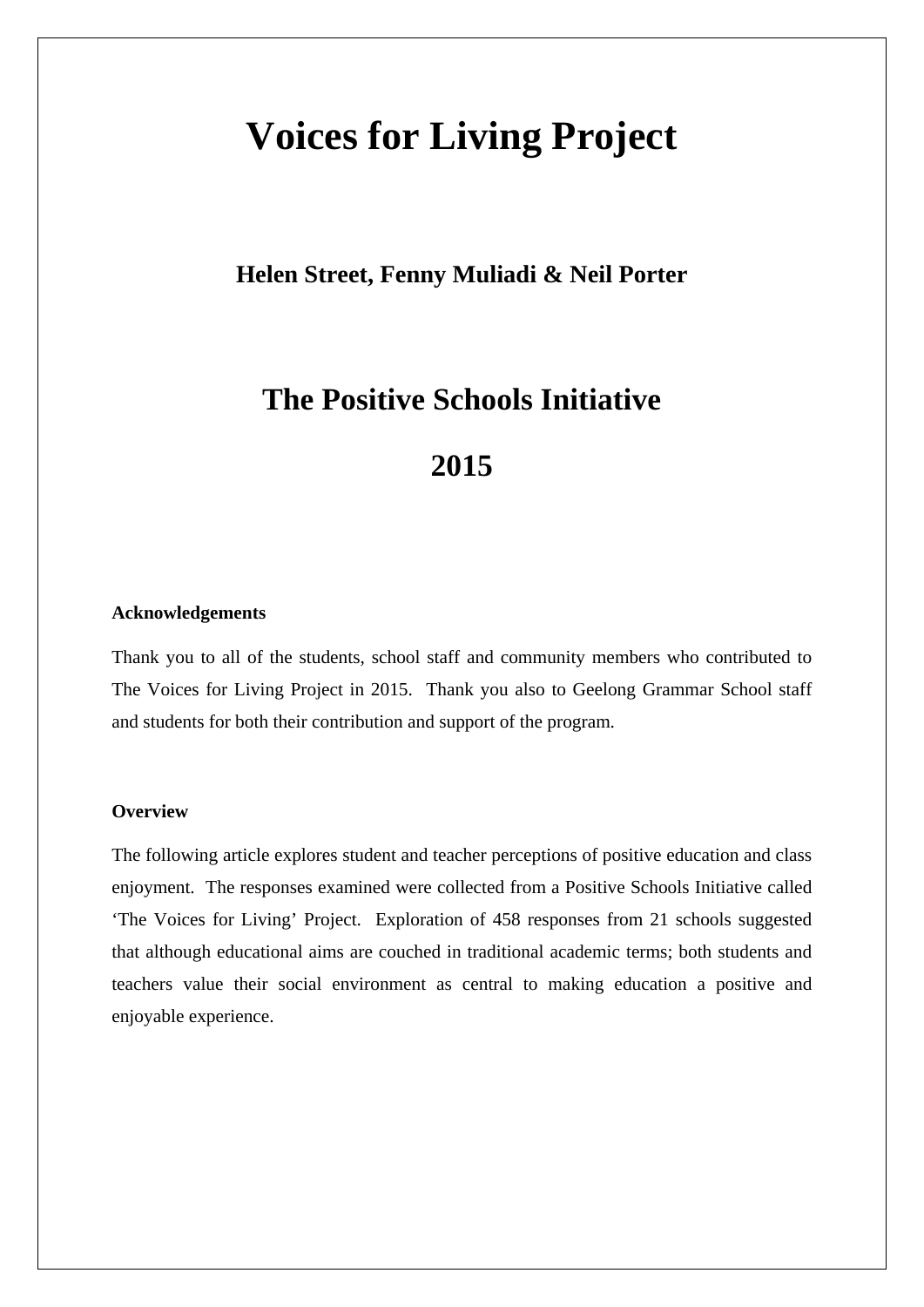# Voices for Living Project

**Helen Street, Fenny Muliadi & Neil Porter**

## The Positive Schools Initiative

## 2015

**Acknowledgements**

Thank you to all of the students, school staff and community members who contributed to The Voices for Living Project in 2015. Thank you also to Geelong Grammar School staff and students for both their contribution and support of the program.

**Overview**

The following article explores student and teacher perceptions of positive education and class enjoyment. The responses examined were collected from a Positive Schools Initiative called 'The Voices for Living' Project. Exploration of 458 responses from 21 schools suggested that although educational aims are couched in traditional academic terms; both students and teachers value their social environment as central to making education a positive and enjoyable experience.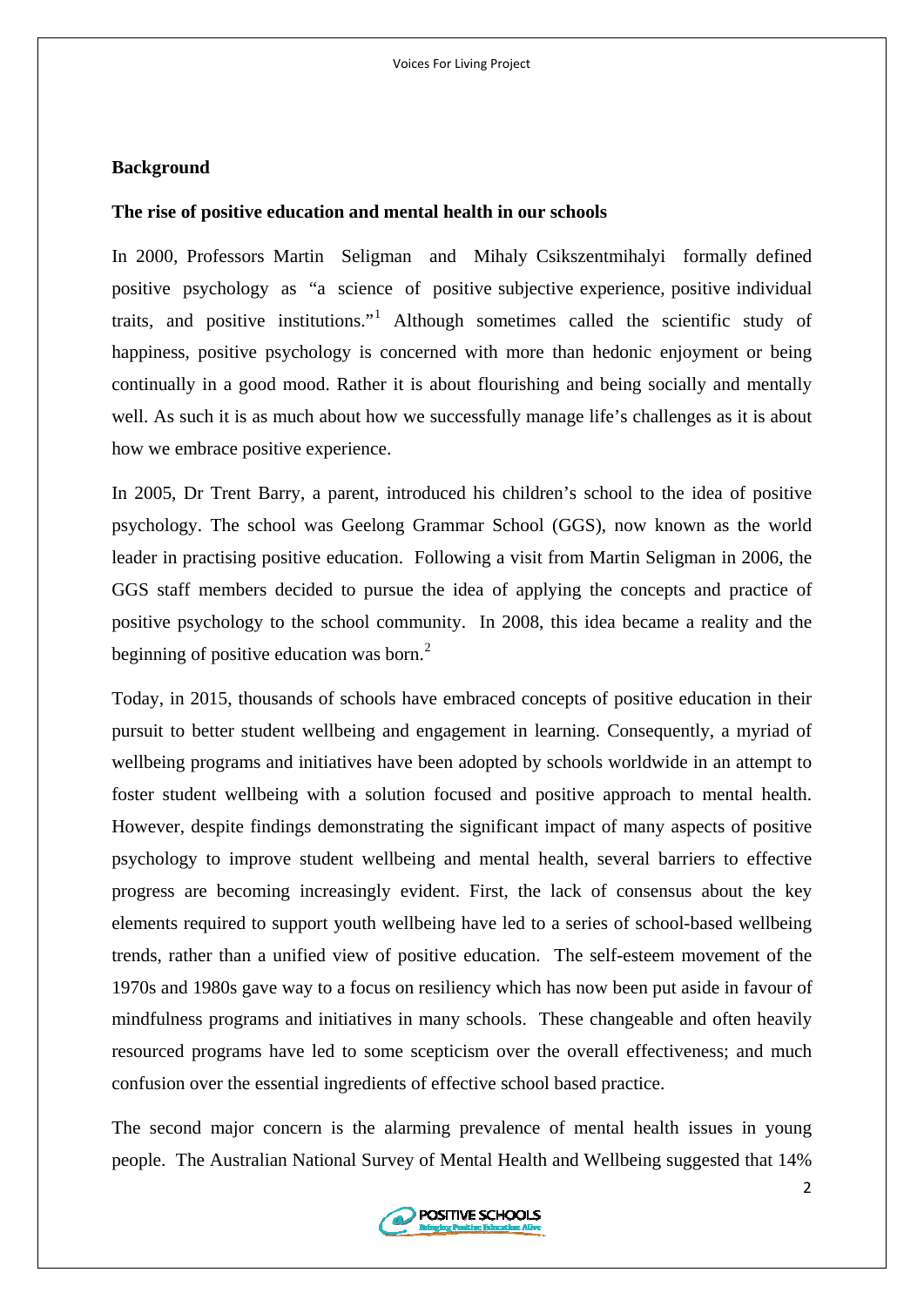**Background**

**The rise of positive education and mental health in our schools**

In 2000, Professors Martin Seligman and Mihaly Csikszentmihalyi formally defined positive psychology as "a science of positive subjective experience, positive individual traits, and positive institutions."[1] Although sometimes called the scientific study of happiness, positive psychology is concerned with more than hedonic enjoyment or being continually in a good mood. Rather it is about flourishing and being socially and mentally well. As such it is as much about how we successfully manage life's challenges as it is about how we embrace positive experience.

In 2005, Dr Trent Barry, a parent, introduced his children's school to the idea of positive psychology. The school was Geelong Grammar School (GGS), now known as the world leader in practising positive education. Following a visit from Martin Seligman in 2006, the GGS staff members decided to pursue the idea of applying the concepts and practice of positive psychology to the school community. In 2008, this idea became a reality and the beginning of positive education was born.[2]

Today, in 2015, thousands of schools have embraced concepts of positive education in their pursuit to better student wellbeing and engagement in learning. Consequently, a myriad of wellbeing programs and initiatives have been adopted by schools worldwide in an attempt to foster student wellbeing with a solution focused and positive approach to mental health. However, despite findings demonstrating the significant impact of many aspects of positive psychology to improve student wellbeing and mental health, several barriers to effective progress are becoming increasingly evident. First, the lack of consensus about the key elements required to support youth wellbeing have led to a series of school-based wellbeing trends, rather than a unified view of positive education. The self-esteem movement of the 1970s and 1980s gave way to a focus on resiliency which has now been put aside in favour of mindfulness programs and initiatives in many schools. These changeable and often heavily resourced programs have led to some scepticism over the overall effectiveness; and much confusion over the essential ingredients of effective school based practice.

The second major concern is the alarming prevalence of mental health issues in young people. The Australian National Survey of Mental Health and Wellbeing suggested that 14%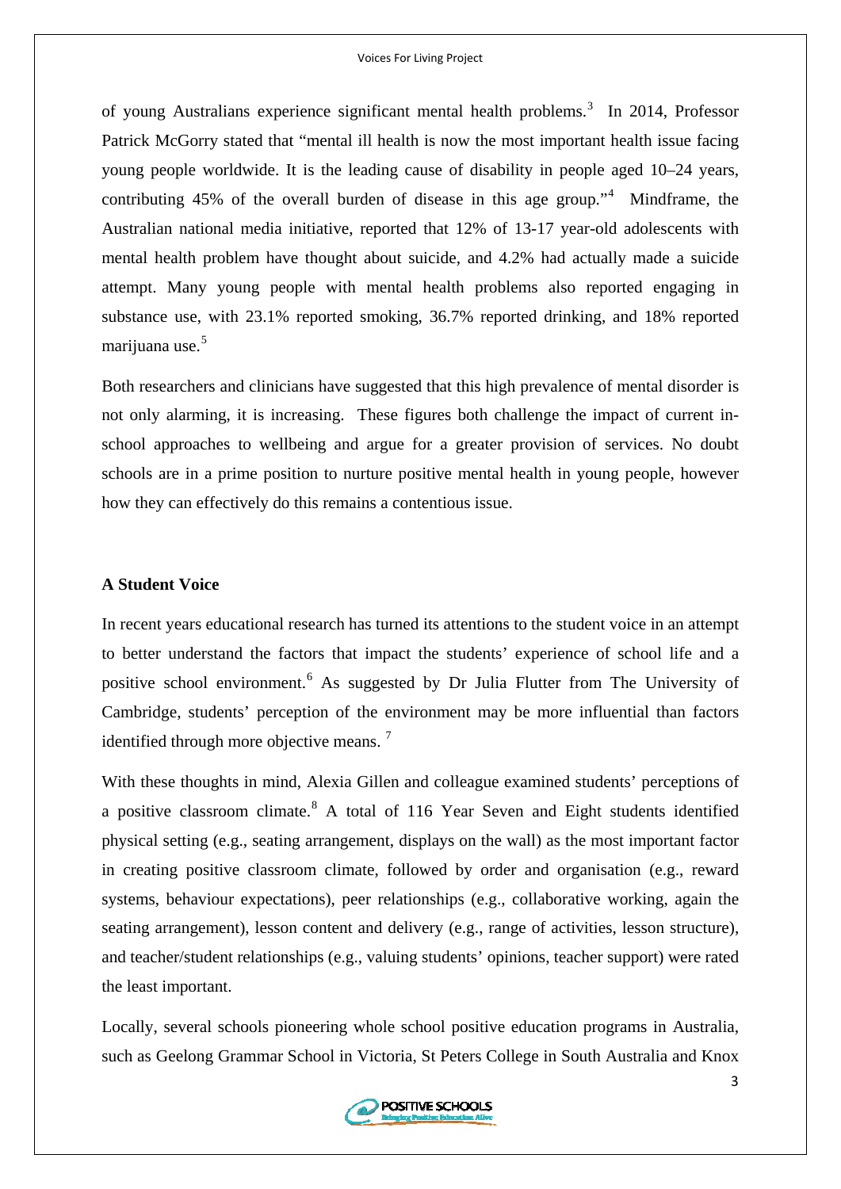of young Australians experience significant mental health problems.[3] In 2014, Professor Patrick McGorry stated that "mental ill health is now the most important health issue facing young people worldwide. It is the leading cause of disability in people aged 10–24 years, contributing 45% of the overall burden of disease in this age group."[4] Mindframe, the Australian national media initiative, reported that 12% of 13-17 year-old adolescents with mental health problem have thought about suicide, and 4.2% had actually made a suicide attempt. Many young people with mental health problems also reported engaging in substance use, with 23.1% reported smoking, 36.7% reported drinking, and 18% reported marijuana use.[5]

Both researchers and clinicians have suggested that this high prevalence of mental disorder is not only alarming, it is increasing. These figures both challenge the impact of current in-school approaches to wellbeing and argue for a greater provision of services. No doubt schools are in a prime position to nurture positive mental health in young people, however how they can effectively do this remains a contentious issue.

**A Student Voice**

In recent years educational research has turned its attentions to the student voice in an attempt to better understand the factors that impact the students' experience of school life and a positive school environment.[6] As suggested by Dr Julia Flutter from The University of Cambridge, students' perception of the environment may be more influential than factors identified through more objective means. [7]

With these thoughts in mind, Alexia Gillen and colleague examined students' perceptions of a positive classroom climate.[8] A total of 116 Year Seven and Eight students identified physical setting (e.g., seating arrangement, displays on the wall) as the most important factor in creating positive classroom climate, followed by order and organisation (e.g., reward systems, behaviour expectations), peer relationships (e.g., collaborative working, again the seating arrangement), lesson content and delivery (e.g., range of activities, lesson structure), and teacher/student relationships (e.g., valuing students' opinions, teacher support) were rated the least important.

Locally, several schools pioneering whole school positive education programs in Australia, such as Geelong Grammar School in Victoria, St Peters College in South Australia and Knox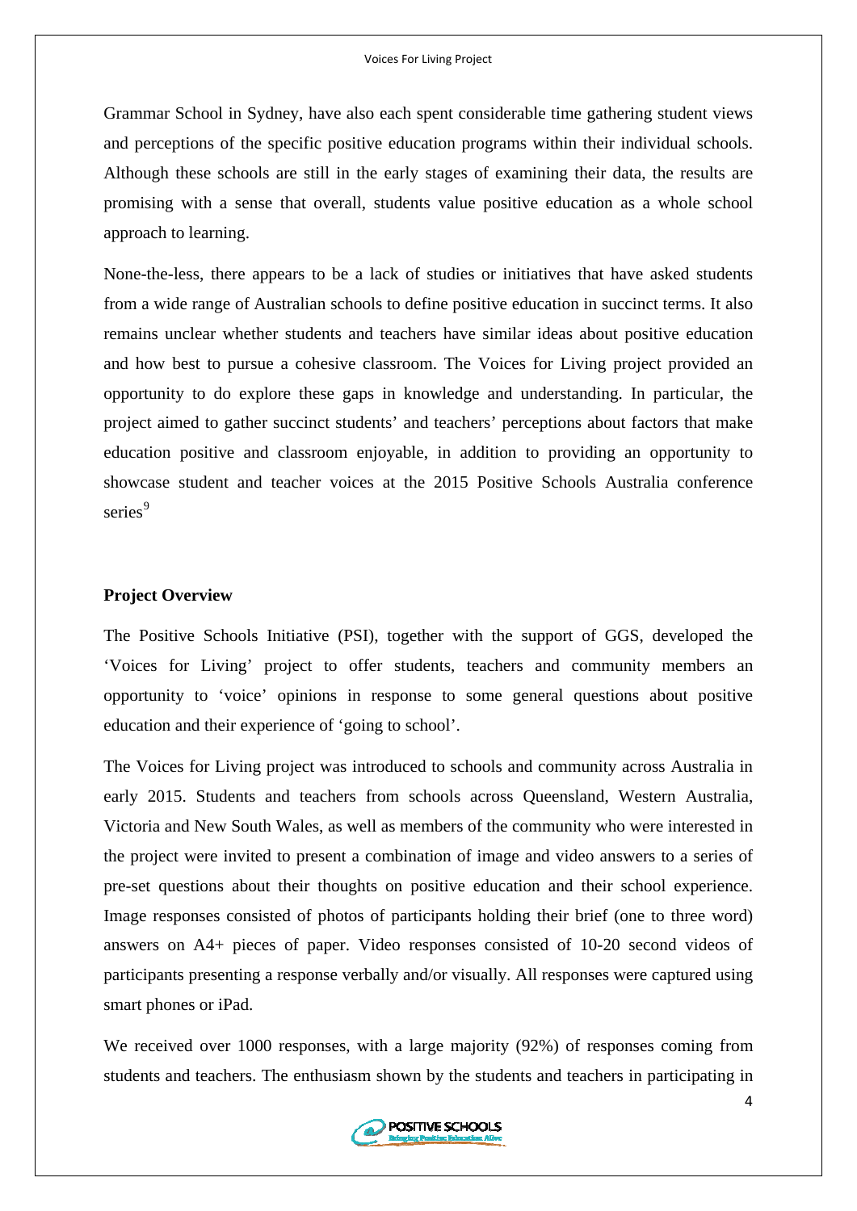Grammar School in Sydney, have also each spent considerable time gathering student views and perceptions of the specific positive education programs within their individual schools. Although these schools are still in the early stages of examining their data, the results are promising with a sense that overall, students value positive education as a whole school approach to learning.

None-the-less, there appears to be a lack of studies or initiatives that have asked students from a wide range of Australian schools to define positive education in succinct terms. It also remains unclear whether students and teachers have similar ideas about positive education and how best to pursue a cohesive classroom. The Voices for Living project provided an opportunity to do explore these gaps in knowledge and understanding. In particular, the project aimed to gather succinct students' and teachers' perceptions about factors that make education positive and classroom enjoyable, in addition to providing an opportunity to showcase student and teacher voices at the 2015 Positive Schools Australia conference series[9]

**Project Overview**

The Positive Schools Initiative (PSI), together with the support of GGS, developed the 'Voices for Living' project to offer students, teachers and community members an opportunity to 'voice' opinions in response to some general questions about positive education and their experience of 'going to school'.

The Voices for Living project was introduced to schools and community across Australia in early 2015. Students and teachers from schools across Queensland, Western Australia, Victoria and New South Wales, as well as members of the community who were interested in the project were invited to present a combination of image and video answers to a series of pre-set questions about their thoughts on positive education and their school experience. Image responses consisted of photos of participants holding their brief (one to three word) answers on A4+ pieces of paper. Video responses consisted of 10-20 second videos of participants presenting a response verbally and/or visually. All responses were captured using smart phones or iPad.

We received over 1000 responses, with a large majority (92%) of responses coming from students and teachers. The enthusiasm shown by the students and teachers in participating in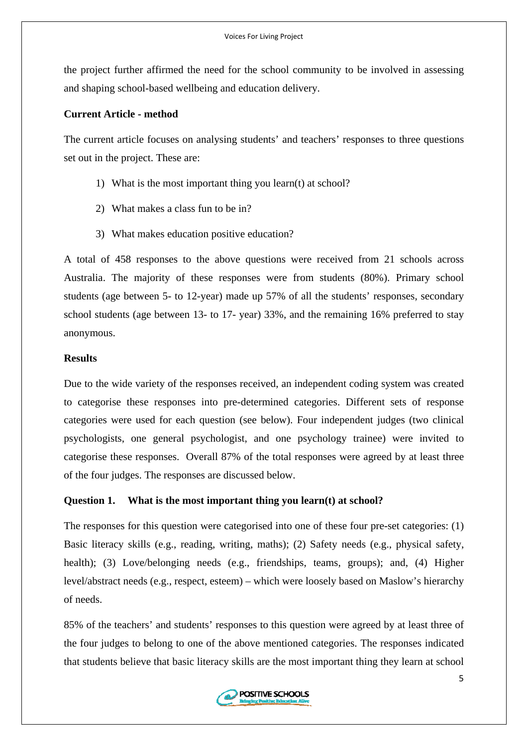the project further affirmed the need for the school community to be involved in assessing and shaping school-based wellbeing and education delivery.

**Current Article - method**

The current article focuses on analysing students' and teachers' responses to three questions set out in the project. These are:

1) What is the most important thing you learn(t) at school?
2) What makes a class fun to be in?
3) What makes education positive education?

A total of 458 responses to the above questions were received from 21 schools across Australia. The majority of these responses were from students (80%). Primary school students (age between 5- to 12-year) made up 57% of all the students' responses, secondary school students (age between 13- to 17- year) 33%, and the remaining 16% preferred to stay anonymous.

**Results**

Due to the wide variety of the responses received, an independent coding system was created to categorise these responses into pre-determined categories. Different sets of response categories were used for each question (see below). Four independent judges (two clinical psychologists, one general psychologist, and one psychology trainee) were invited to categorise these responses. Overall 87% of the total responses were agreed by at least three of the four judges. The responses are discussed below.

**Question 1. What is the most important thing you learn(t) at school?**

The responses for this question were categorised into one of these four pre-set categories: (1) Basic literacy skills (e.g., reading, writing, maths); (2) Safety needs (e.g., physical safety, health); (3) Love/belonging needs (e.g., friendships, teams, groups); and, (4) Higher level/abstract needs (e.g., respect, esteem) – which were loosely based on Maslow's hierarchy of needs.

85% of the teachers' and students' responses to this question were agreed by at least three of the four judges to belong to one of the above mentioned categories. The responses indicated that students believe that basic literacy skills are the most important thing they learn at school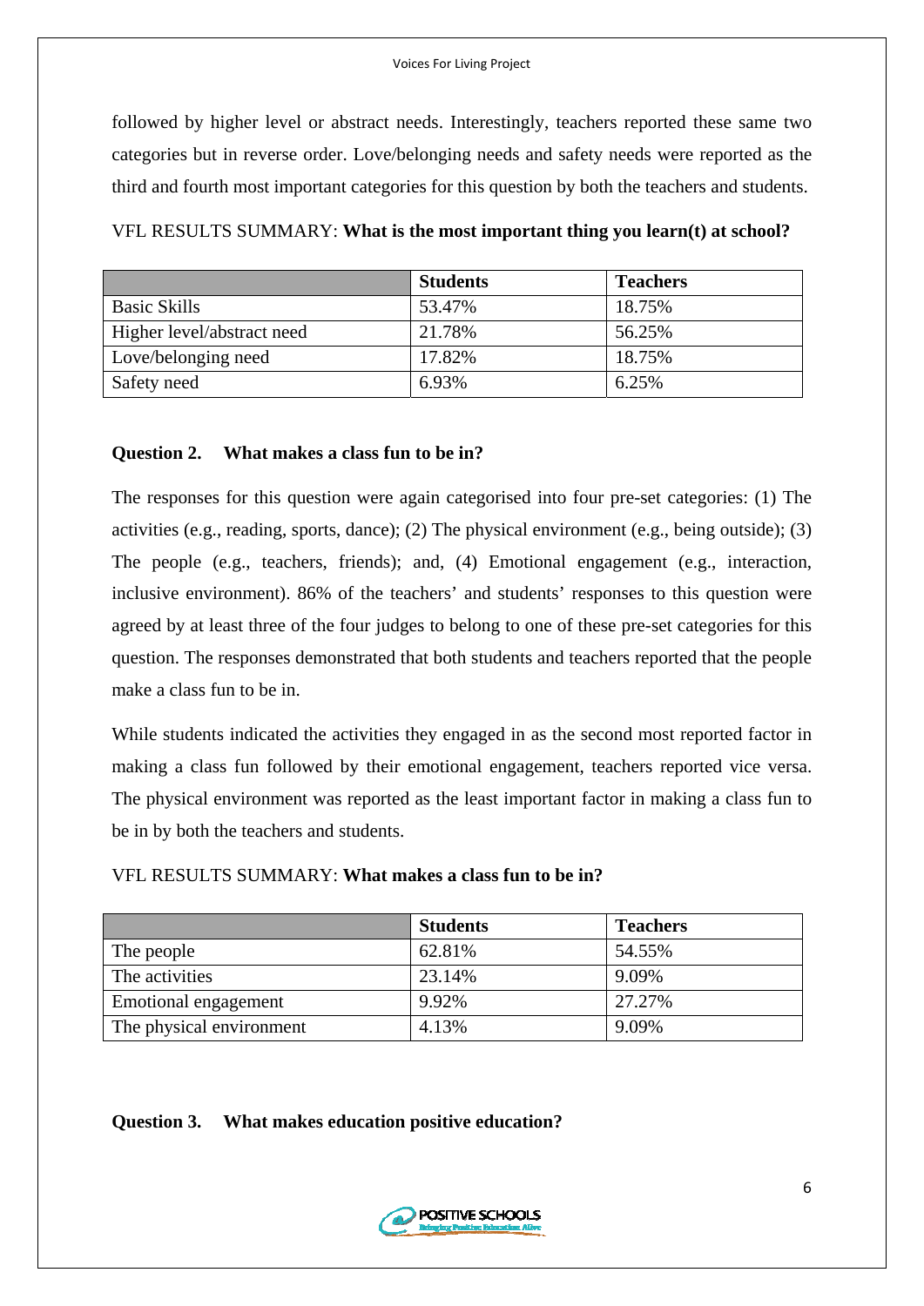followed by higher level or abstract needs. Interestingly, teachers reported these same two categories but in reverse order. Love/belonging needs and safety needs were reported as the third and fourth most important categories for this question by both the teachers and students.

VFL RESULTS SUMMARY: **What is the most important thing you learn(t) at school?**

| | **Students** | **Teachers** |
|---|---|---|
| Basic Skills | 53.47% | 18.75% |
| Higher level/abstract need | 21.78% | 56.25% |
| Love/belonging need | 17.82% | 18.75% |
| Safety need | 6.93% | 6.25% |

**Question 2. What makes a class fun to be in?**

The responses for this question were again categorised into four pre-set categories: (1) The activities (e.g., reading, sports, dance); (2) The physical environment (e.g., being outside); (3) The people (e.g., teachers, friends); and, (4) Emotional engagement (e.g., interaction, inclusive environment). 86% of the teachers' and students' responses to this question were agreed by at least three of the four judges to belong to one of these pre-set categories for this question. The responses demonstrated that both students and teachers reported that the people make a class fun to be in.

While students indicated the activities they engaged in as the second most reported factor in making a class fun followed by their emotional engagement, teachers reported vice versa. The physical environment was reported as the least important factor in making a class fun to be in by both the teachers and students.

VFL RESULTS SUMMARY: **What makes a class fun to be in?**

| | **Students** | **Teachers** |
|---|---|---|
| The people | 62.81% | 54.55% |
| The activities | 23.14% | 9.09% |
| Emotional engagement | 9.92% | 27.27% |
| The physical environment | 4.13% | 9.09% |

**Question 3. What makes education positive education?**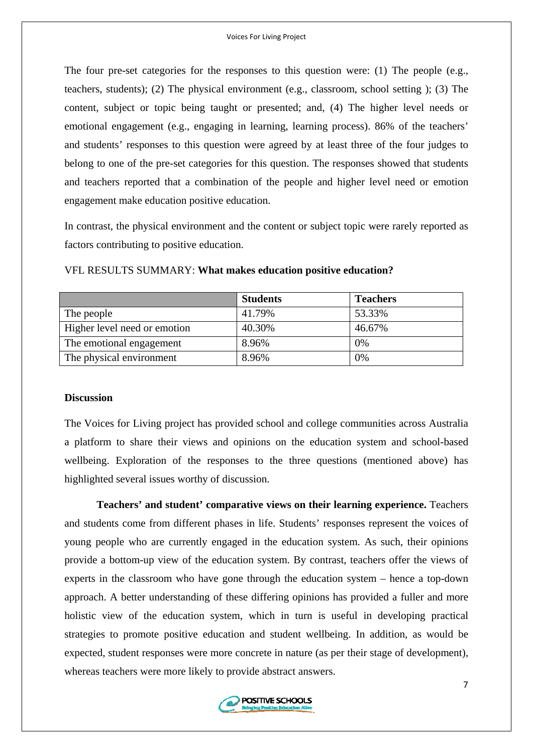The four pre-set categories for the responses to this question were: (1) The people (e.g., teachers, students); (2) The physical environment (e.g., classroom, school setting ); (3) The content, subject or topic being taught or presented; and, (4) The higher level needs or emotional engagement (e.g., engaging in learning, learning process). 86% of the teachers' and students' responses to this question were agreed by at least three of the four judges to belong to one of the pre-set categories for this question. The responses showed that students and teachers reported that a combination of the people and higher level need or emotion engagement make education positive education.

In contrast, the physical environment and the content or subject topic were rarely reported as factors contributing to positive education.

VFL RESULTS SUMMARY: **What makes education positive education?**

| | **Students** | **Teachers** |
|---|---|---|
| The people | 41.79% | 53.33% |
| Higher level need or emotion | 40.30% | 46.67% |
| The emotional engagement | 8.96% | 0% |
| The physical environment | 8.96% | 0% |

**Discussion**

The Voices for Living project has provided school and college communities across Australia a platform to share their views and opinions on the education system and school-based wellbeing. Exploration of the responses to the three questions (mentioned above) has highlighted several issues worthy of discussion.

**Teachers' and student' comparative views on their learning experience.** Teachers and students come from different phases in life. Students' responses represent the voices of young people who are currently engaged in the education system. As such, their opinions provide a bottom-up view of the education system. By contrast, teachers offer the views of experts in the classroom who have gone through the education system – hence a top-down approach. A better understanding of these differing opinions has provided a fuller and more holistic view of the education system, which in turn is useful in developing practical strategies to promote positive education and student wellbeing. In addition, as would be expected, student responses were more concrete in nature (as per their stage of development), whereas teachers were more likely to provide abstract answers.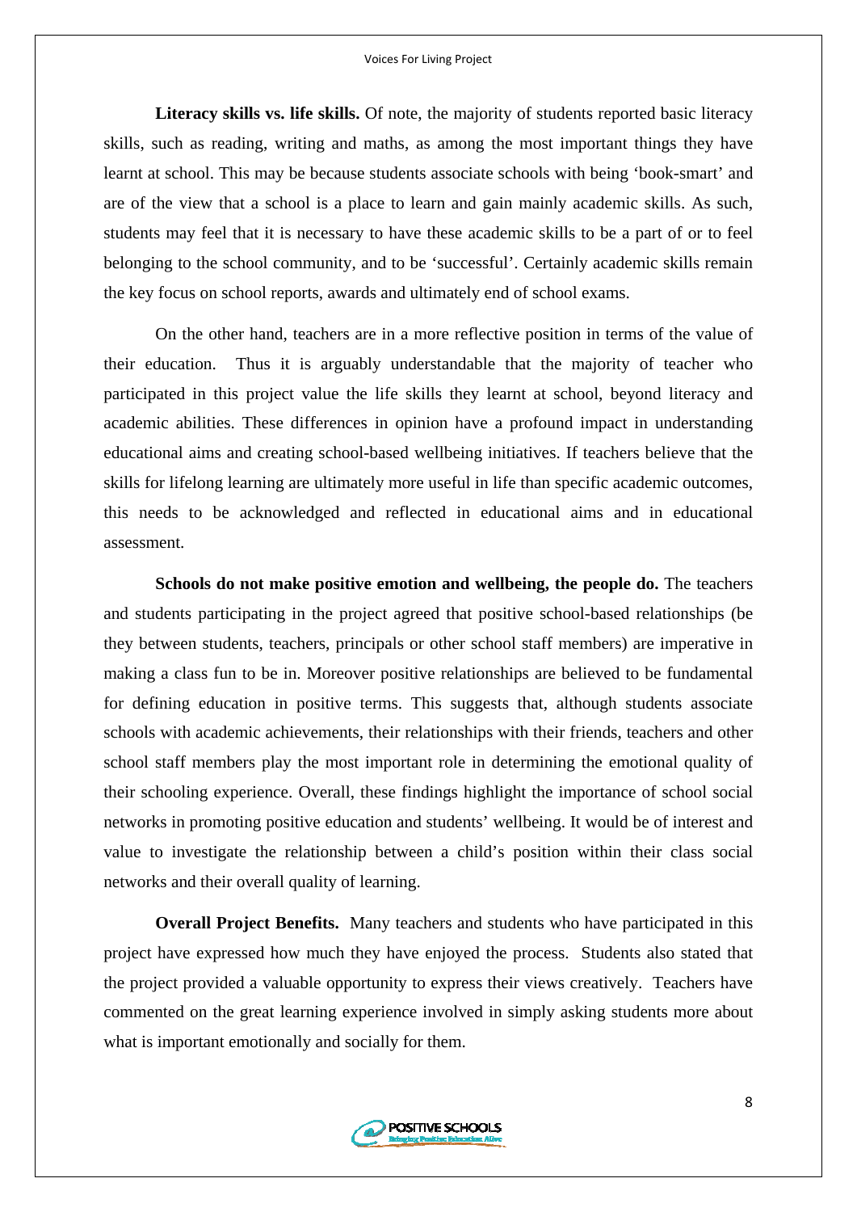**Literacy skills vs. life skills.** Of note, the majority of students reported basic literacy skills, such as reading, writing and maths, as among the most important things they have learnt at school. This may be because students associate schools with being 'book-smart' and are of the view that a school is a place to learn and gain mainly academic skills. As such, students may feel that it is necessary to have these academic skills to be a part of or to feel belonging to the school community, and to be 'successful'. Certainly academic skills remain the key focus on school reports, awards and ultimately end of school exams.

On the other hand, teachers are in a more reflective position in terms of the value of their education. Thus it is arguably understandable that the majority of teacher who participated in this project value the life skills they learnt at school, beyond literacy and academic abilities. These differences in opinion have a profound impact in understanding educational aims and creating school-based wellbeing initiatives. If teachers believe that the skills for lifelong learning are ultimately more useful in life than specific academic outcomes, this needs to be acknowledged and reflected in educational aims and in educational assessment.

**Schools do not make positive emotion and wellbeing, the people do.** The teachers and students participating in the project agreed that positive school-based relationships (be they between students, teachers, principals or other school staff members) are imperative in making a class fun to be in. Moreover positive relationships are believed to be fundamental for defining education in positive terms. This suggests that, although students associate schools with academic achievements, their relationships with their friends, teachers and other school staff members play the most important role in determining the emotional quality of their schooling experience. Overall, these findings highlight the importance of school social networks in promoting positive education and students' wellbeing. It would be of interest and value to investigate the relationship between a child's position within their class social networks and their overall quality of learning.

**Overall Project Benefits.** Many teachers and students who have participated in this project have expressed how much they have enjoyed the process. Students also stated that the project provided a valuable opportunity to express their views creatively. Teachers have commented on the great learning experience involved in simply asking students more about what is important emotionally and socially for them.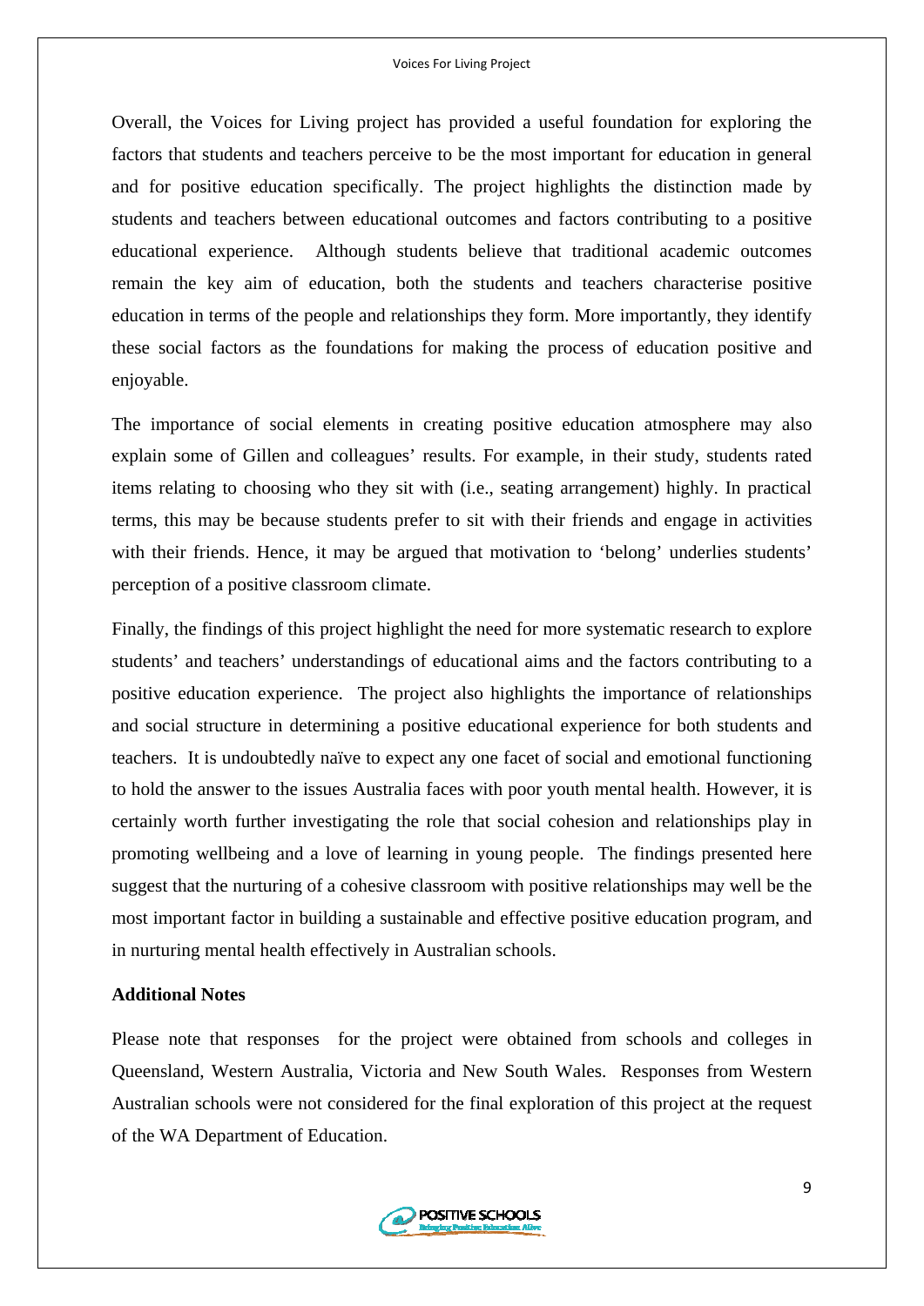Overall, the Voices for Living project has provided a useful foundation for exploring the factors that students and teachers perceive to be the most important for education in general and for positive education specifically. The project highlights the distinction made by students and teachers between educational outcomes and factors contributing to a positive educational experience. Although students believe that traditional academic outcomes remain the key aim of education, both the students and teachers characterise positive education in terms of the people and relationships they form. More importantly, they identify these social factors as the foundations for making the process of education positive and enjoyable.

The importance of social elements in creating positive education atmosphere may also explain some of Gillen and colleagues' results. For example, in their study, students rated items relating to choosing who they sit with (i.e., seating arrangement) highly. In practical terms, this may be because students prefer to sit with their friends and engage in activities with their friends. Hence, it may be argued that motivation to 'belong' underlies students' perception of a positive classroom climate.

Finally, the findings of this project highlight the need for more systematic research to explore students' and teachers' understandings of educational aims and the factors contributing to a positive education experience. The project also highlights the importance of relationships and social structure in determining a positive educational experience for both students and teachers. It is undoubtedly naïve to expect any one facet of social and emotional functioning to hold the answer to the issues Australia faces with poor youth mental health. However, it is certainly worth further investigating the role that social cohesion and relationships play in promoting wellbeing and a love of learning in young people. The findings presented here suggest that the nurturing of a cohesive classroom with positive relationships may well be the most important factor in building a sustainable and effective positive education program, and in nurturing mental health effectively in Australian schools.

**Additional Notes**

Please note that responses for the project were obtained from schools and colleges in Queensland, Western Australia, Victoria and New South Wales. Responses from Western Australian schools were not considered for the final exploration of this project at the request of the WA Department of Education.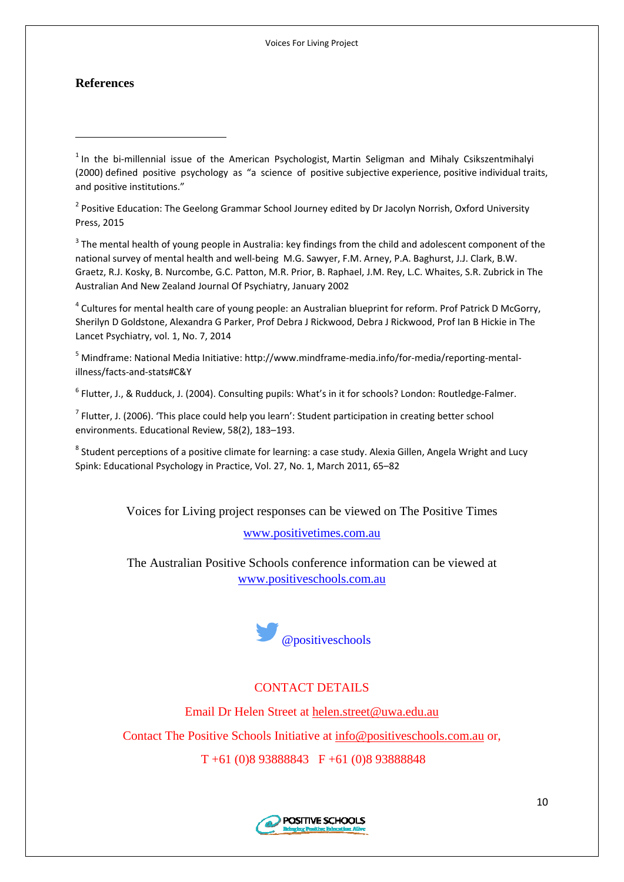## References

[1] In the bi-millennial issue of the American Psychologist, Martin Seligman and Mihaly Csikszentmihalyi (2000) defined positive psychology as "a science of positive subjective experience, positive individual traits, and positive institutions."

[2] Positive Education: The Geelong Grammar School Journey edited by Dr Jacolyn Norrish, Oxford University Press, 2015

[3] The mental health of young people in Australia: key findings from the child and adolescent component of the national survey of mental health and well-being M.G. Sawyer, F.M. Arney, P.A. Baghurst, J.J. Clark, B.W. Graetz, R.J. Kosky, B. Nurcombe, G.C. Patton, M.R. Prior, B. Raphael, J.M. Rey, L.C. Whaites, S.R. Zubrick in The Australian And New Zealand Journal Of Psychiatry, January 2002

[4] Cultures for mental health care of young people: an Australian blueprint for reform. Prof Patrick D McGorry, Sherilyn D Goldstone, Alexandra G Parker, Prof Debra J Rickwood, Debra J Rickwood, Prof Ian B Hickie in The Lancet Psychiatry, vol. 1, No. 7, 2014

[5] Mindframe: National Media Initiative: http://www.mindframe-media.info/for-media/reporting-mental-illness/facts-and-stats#C&Y

[6] Flutter, J., & Rudduck, J. (2004). Consulting pupils: What's in it for schools? London: Routledge-Falmer.

[7] Flutter, J. (2006). 'This place could help you learn': Student participation in creating better school environments. Educational Review, 58(2), 183–193.

[8] Student perceptions of a positive climate for learning: a case study. Alexia Gillen, Angela Wright and Lucy Spink: Educational Psychology in Practice, Vol. 27, No. 1, March 2011, 65–82

Voices for Living project responses can be viewed on The Positive Times

www.positivetimes.com.au

The Australian Positive Schools conference information can be viewed at www.positiveschools.com.au

@positiveschools

CONTACT DETAILS

Email Dr Helen Street at helen.street@uwa.edu.au

Contact The Positive Schools Initiative at info@positiveschools.com.au or,

T +61 (0)8 93888843 F +61 (0)8 93888848